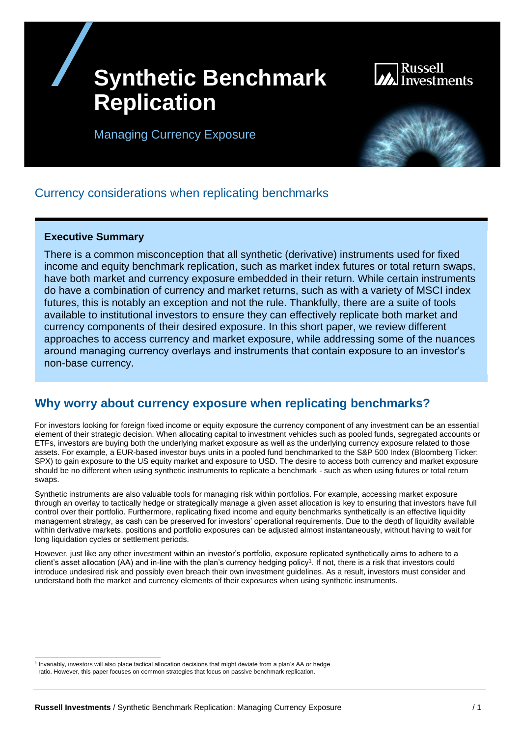# Synthetic Benchmark Replication

Managing Currency Exposure

## Currency considerations when replicating benchmarks

**Executive Summary**

There is a common misconception that all synthetic (derivative) instruments used for fixed income and equity benchmark replication, such as market index futures or total return swaps, have both market and currency exposure embedded in their return. While certain instruments do have a combination of currency and market returns, such as with a variety of MSCI index futures, this is notably an exception and not the rule. Thankfully, there are a suite of tools available to institutional investors to ensure they can effectively replicate both market and currency components of their desired exposure. In this short paper, we review different approaches to access currency and market exposure, while addressing some of the nuances around managing currency overlays and instruments that contain exposure to an investor's non-base currency.

## Why worry about currency exposure when replicating benchmarks?

For investors looking for foreign fixed income or equity exposure the currency component of any investment can be an essential element of their strategic decision. When allocating capital to investment vehicles such as pooled funds, segregated accounts or ETFs, investors are buying both the underlying market exposure as well as the underlying currency exposure related to those assets. For example, a EUR-based investor buys units in a pooled fund benchmarked to the S&P 500 Index (Bloomberg Ticker: SPX) to gain exposure to the US equity market and exposure to USD. The desire to access both currency and market exposure should be no different when using synthetic instruments to replicate a benchmark - such as when using futures or total return swaps.

Synthetic instruments are also valuable tools for managing risk within portfolios. For example, accessing market exposure through an overlay to tactically hedge or strategically manage a given asset allocation is key to ensuring that investors have full control over their portfolio. Furthermore, replicating fixed income and equity benchmarks synthetically is an effective liquidity management strategy, as cash can be preserved for investors' operational requirements. Due to the depth of liquidity available within derivative markets, positions and portfolio exposures can be adjusted almost instantaneously, without having to wait for long liquidation cycles or settlement periods.

However, just like any other investment within an investor's portfolio, exposure replicated synthetically aims to adhere to a client's asset allocation (AA) and in-line with the plan's currency hedging policy[1]. If not, there is a risk that investors could introduce undesired risk and possibly even breach their own investment guidelines. As a result, investors must consider and understand both the market and currency elements of their exposures when using synthetic instruments.

[1] Invariably, investors will also place tactical allocation decisions that might deviate from a plan's AA or hedge ratio. However, this paper focuses on common strategies that focus on passive benchmark replication.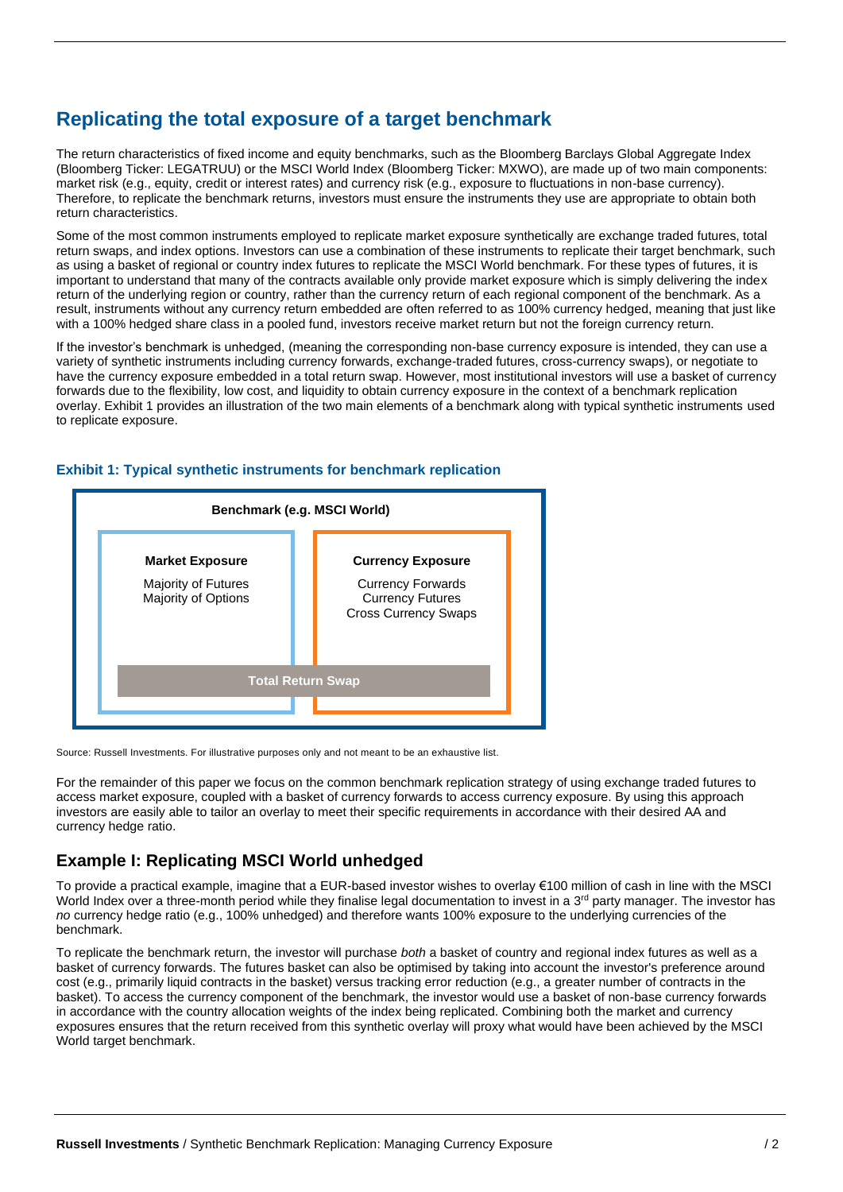## Replicating the total exposure of a target benchmark

The return characteristics of fixed income and equity benchmarks, such as the Bloomberg Barclays Global Aggregate Index (Bloomberg Ticker: LEGATRUU) or the MSCI World Index (Bloomberg Ticker: MXWO), are made up of two main components: market risk (e.g., equity, credit or interest rates) and currency risk (e.g., exposure to fluctuations in non-base currency). Therefore, to replicate the benchmark returns, investors must ensure the instruments they use are appropriate to obtain both return characteristics.

Some of the most common instruments employed to replicate market exposure synthetically are exchange traded futures, total return swaps, and index options. Investors can use a combination of these instruments to replicate their target benchmark, such as using a basket of regional or country index futures to replicate the MSCI World benchmark. For these types of futures, it is important to understand that many of the contracts available only provide market exposure which is simply delivering the index return of the underlying region or country, rather than the currency return of each regional component of the benchmark. As a result, instruments without any currency return embedded are often referred to as 100% currency hedged, meaning that just like with a 100% hedged share class in a pooled fund, investors receive market return but not the foreign currency return.

If the investor's benchmark is unhedged, (meaning the corresponding non-base currency exposure is intended, they can use a variety of synthetic instruments including currency forwards, exchange-traded futures, cross-currency swaps), or negotiate to have the currency exposure embedded in a total return swap. However, most institutional investors will use a basket of currency forwards due to the flexibility, low cost, and liquidity to obtain currency exposure in the context of a benchmark replication overlay. Exhibit 1 provides an illustration of the two main elements of a benchmark along with typical synthetic instruments used to replicate exposure.

### Exhibit 1: Typical synthetic instruments for benchmark replication

**Benchmark (e.g. MSCI World)**

| Market Exposure | Currency Exposure |
| --- | --- |
| Majority of Futures<br>Majority of Options | Currency Forwards<br>Currency Futures<br>Cross Currency Swaps |
| Total Return Swap | Total Return Swap |

Source: Russell Investments. For illustrative purposes only and not meant to be an exhaustive list.

For the remainder of this paper we focus on the common benchmark replication strategy of using exchange traded futures to access market exposure, coupled with a basket of currency forwards to access currency exposure. By using this approach investors are easily able to tailor an overlay to meet their specific requirements in accordance with their desired AA and currency hedge ratio.

## Example I: Replicating MSCI World unhedged

To provide a practical example, imagine that a EUR-based investor wishes to overlay €100 million of cash in line with the MSCI World Index over a three-month period while they finalise legal documentation to invest in a 3rd party manager. The investor has *no* currency hedge ratio (e.g., 100% unhedged) and therefore wants 100% exposure to the underlying currencies of the benchmark.

To replicate the benchmark return, the investor will purchase *both* a basket of country and regional index futures as well as a basket of currency forwards. The futures basket can also be optimised by taking into account the investor's preference around cost (e.g., primarily liquid contracts in the basket) versus tracking error reduction (e.g., a greater number of contracts in the basket). To access the currency component of the benchmark, the investor would use a basket of non-base currency forwards in accordance with the country allocation weights of the index being replicated. Combining both the market and currency exposures ensures that the return received from this synthetic overlay will proxy what would have been achieved by the MSCI World target benchmark.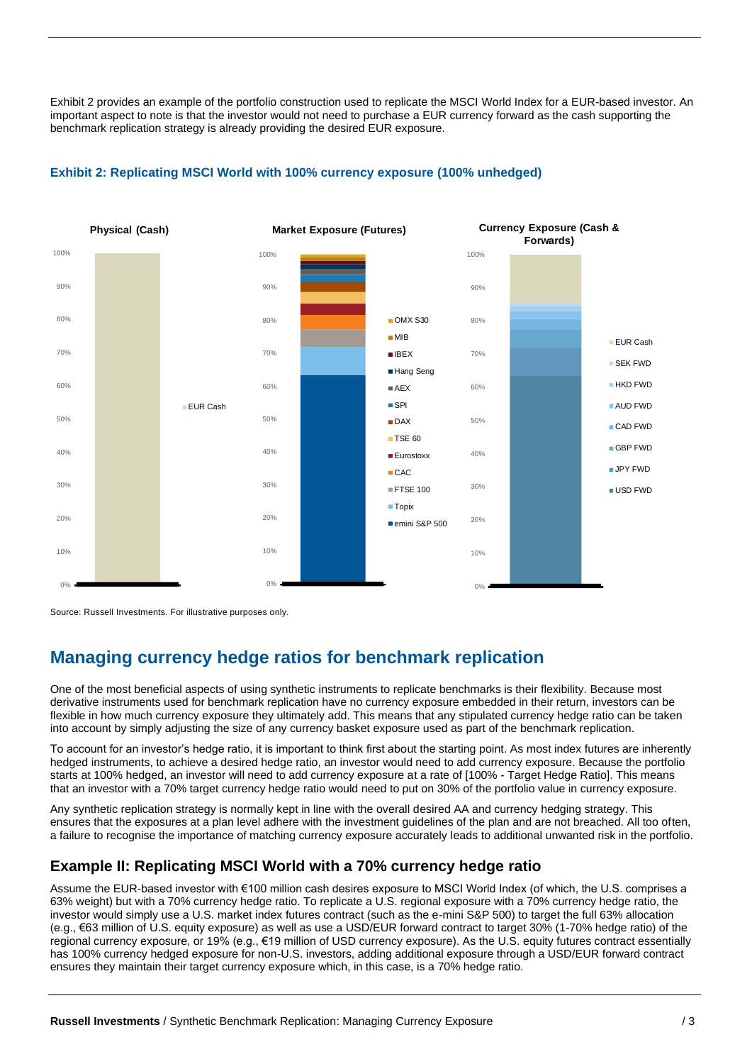Exhibit 2 provides an example of the portfolio construction used to replicate the MSCI World Index for a EUR-based investor. An important aspect to note is that the investor would not need to purchase a EUR currency forward as the cash supporting the benchmark replication strategy is already providing the desired EUR exposure.

### Exhibit 2: Replicating MSCI World with 100% currency exposure (100% unhedged)

Source: Russell Investments. For illustrative purposes only.

## Managing currency hedge ratios for benchmark replication

One of the most beneficial aspects of using synthetic instruments to replicate benchmarks is their flexibility. Because most derivative instruments used for benchmark replication have no currency exposure embedded in their return, investors can be flexible in how much currency exposure they ultimately add. This means that any stipulated currency hedge ratio can be taken into account by simply adjusting the size of any currency basket exposure used as part of the benchmark replication.

To account for an investor's hedge ratio, it is important to think first about the starting point. As most index futures are inherently hedged instruments, to achieve a desired hedge ratio, an investor would need to add currency exposure. Because the portfolio starts at 100% hedged, an investor will need to add currency exposure at a rate of [100% - Target Hedge Ratio]. This means that an investor with a 70% target currency hedge ratio would need to put on 30% of the portfolio value in currency exposure.

Any synthetic replication strategy is normally kept in line with the overall desired AA and currency hedging strategy. This ensures that the exposures at a plan level adhere with the investment guidelines of the plan and are not breached. All too often, a failure to recognise the importance of matching currency exposure accurately leads to additional unwanted risk in the portfolio.

### Example II: Replicating MSCI World with a 70% currency hedge ratio

Assume the EUR-based investor with €100 million cash desires exposure to MSCI World Index (of which, the U.S. comprises a 63% weight) but with a 70% currency hedge ratio. To replicate a U.S. regional exposure with a 70% currency hedge ratio, the investor would simply use a U.S. market index futures contract (such as the e-mini S&P 500) to target the full 63% allocation (e.g., €63 million of U.S. equity exposure) as well as use a USD/EUR forward contract to target 30% (1-70% hedge ratio) of the regional currency exposure, or 19% (e.g., €19 million of USD currency exposure). As the U.S. equity futures contract essentially has 100% currency hedged exposure for non-U.S. investors, adding additional exposure through a USD/EUR forward contract ensures they maintain their target currency exposure which, in this case, is a 70% hedge ratio.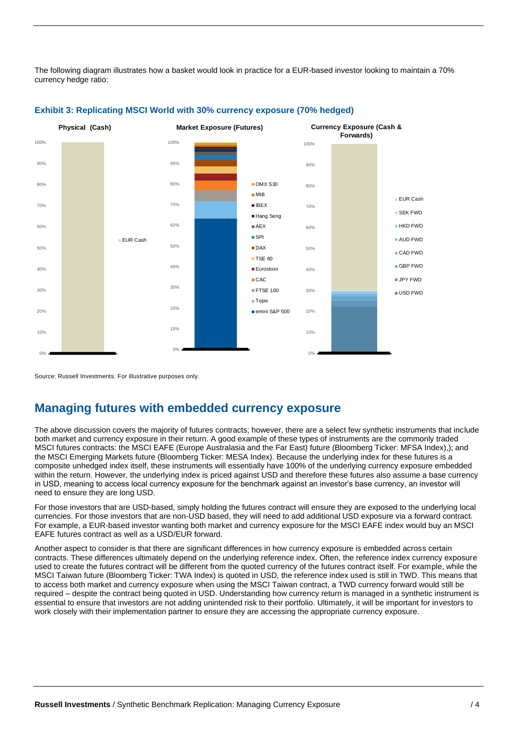The following diagram illustrates how a basket would look in practice for a EUR-based investor looking to maintain a 70% currency hedge ratio:

**Exhibit 3: Replicating MSCI World with 30% currency exposure (70% hedged)**

Source: Russell Investments. For illustrative purposes only.

## Managing futures with embedded currency exposure

The above discussion covers the majority of futures contracts; however, there are a select few synthetic instruments that include both market and currency exposure in their return. A good example of these types of instruments are the commonly traded MSCI futures contracts: the MSCI EAFE (Europe Australasia and the Far East) future (Bloomberg Ticker: MFSA Index),); and the MSCI Emerging Markets future (Bloomberg Ticker: MESA Index). Because the underlying index for these futures is a composite unhedged index itself, these instruments will essentially have 100% of the underlying currency exposure embedded within the return. However, the underlying index is priced against USD and therefore these futures also assume a base currency in USD, meaning to access local currency exposure for the benchmark against an investor's base currency, an investor will need to ensure they are long USD.

For those investors that are USD-based, simply holding the futures contract will ensure they are exposed to the underlying local currencies. For those investors that are non-USD based, they will need to add additional USD exposure via a forward contract. For example, a EUR-based investor wanting both market and currency exposure for the MSCI EAFE index would buy an MSCI EAFE futures contract as well as a USD/EUR forward.

Another aspect to consider is that there are significant differences in how currency exposure is embedded across certain contracts. These differences ultimately depend on the underlying reference index. Often, the reference index currency exposure used to create the futures contract will be different from the quoted currency of the futures contract itself. For example, while the MSCI Taiwan future (Bloomberg Ticker: TWA Index) is quoted in USD, the reference index used is still in TWD. This means that to access both market and currency exposure when using the MSCI Taiwan contract, a TWD currency forward would still be required – despite the contract being quoted in USD. Understanding how currency return is managed in a synthetic instrument is essential to ensure that investors are not adding unintended risk to their portfolio. Ultimately, it will be important for investors to work closely with their implementation partner to ensure they are accessing the appropriate currency exposure.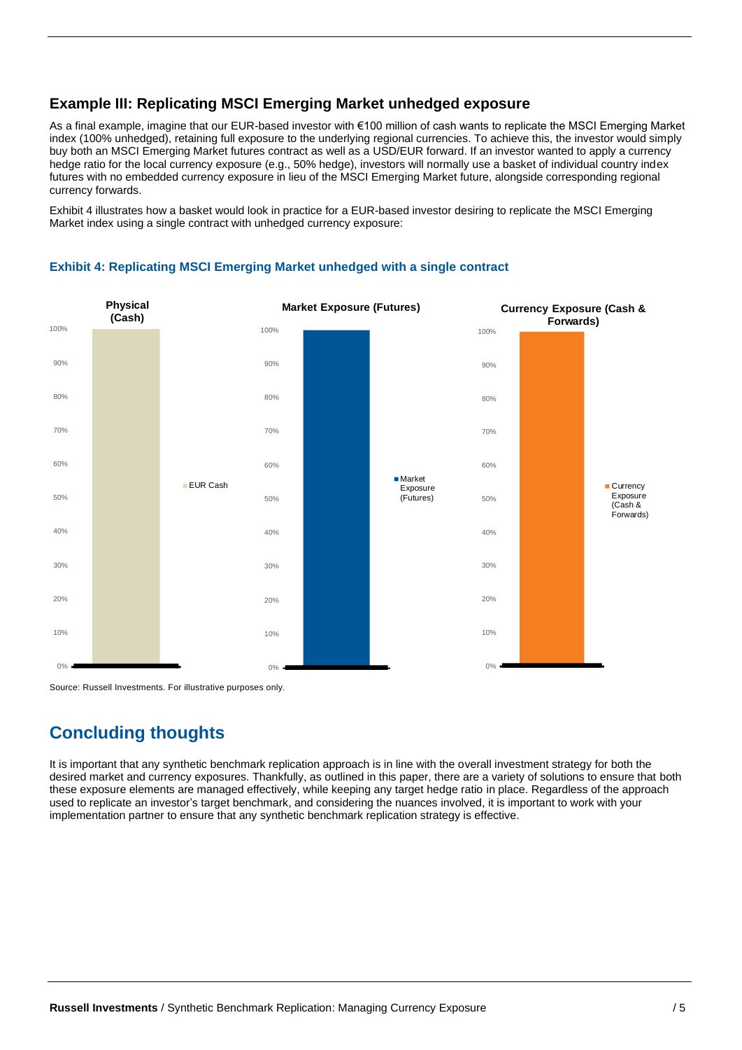### Example III: Replicating MSCI Emerging Market unhedged exposure

As a final example, imagine that our EUR-based investor with €100 million of cash wants to replicate the MSCI Emerging Market index (100% unhedged), retaining full exposure to the underlying regional currencies. To achieve this, the investor would simply buy both an MSCI Emerging Market futures contract as well as a USD/EUR forward. If an investor wanted to apply a currency hedge ratio for the local currency exposure (e.g., 50% hedge), investors will normally use a basket of individual country index futures with no embedded currency exposure in lieu of the MSCI Emerging Market future, alongside corresponding regional currency forwards.

Exhibit 4 illustrates how a basket would look in practice for a EUR-based investor desiring to replicate the MSCI Emerging Market index using a single contract with unhedged currency exposure:

**Exhibit 4: Replicating MSCI Emerging Market unhedged with a single contract**

| Physical (Cash) | Market Exposure (Futures) | Currency Exposure (Cash & Forwards) |
|---|---|---|
| EUR Cash: 100% | Market Exposure (Futures): 100% | Currency Exposure (Cash & Forwards): 100% |

Source: Russell Investments. For illustrative purposes only.

## Concluding thoughts

It is important that any synthetic benchmark replication approach is in line with the overall investment strategy for both the desired market and currency exposures. Thankfully, as outlined in this paper, there are a variety of solutions to ensure that both these exposure elements are managed effectively, while keeping any target hedge ratio in place. Regardless of the approach used to replicate an investor's target benchmark, and considering the nuances involved, it is important to work with your implementation partner to ensure that any synthetic benchmark replication strategy is effective.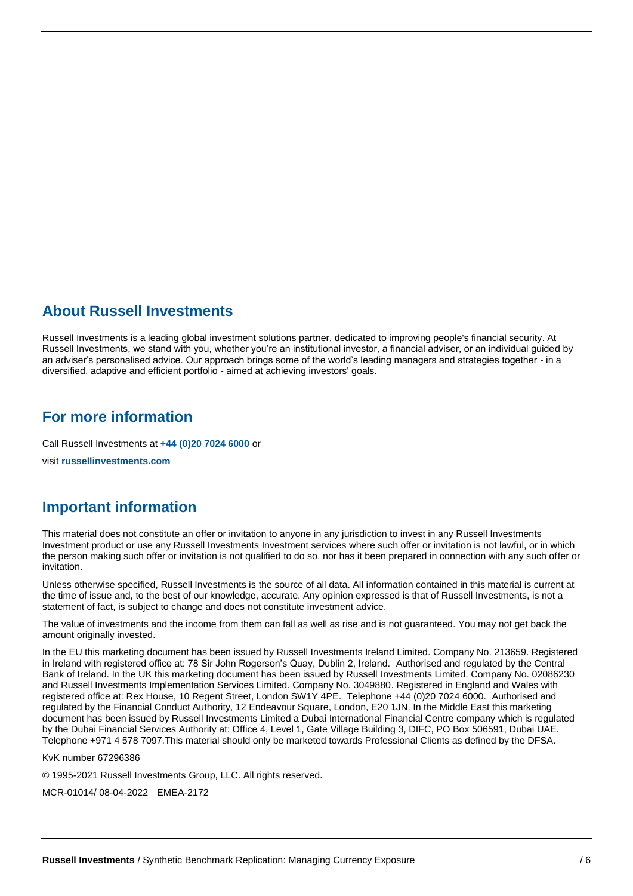## About Russell Investments

Russell Investments is a leading global investment solutions partner, dedicated to improving people's financial security. At Russell Investments, we stand with you, whether you're an institutional investor, a financial adviser, or an individual guided by an adviser's personalised advice. Our approach brings some of the world's leading managers and strategies together - in a diversified, adaptive and efficient portfolio - aimed at achieving investors' goals.

## For more information

Call Russell Investments at **+44 (0)20 7024 6000** or

visit **russellinvestments.com**

## Important information

This material does not constitute an offer or invitation to anyone in any jurisdiction to invest in any Russell Investments Investment product or use any Russell Investments Investment services where such offer or invitation is not lawful, or in which the person making such offer or invitation is not qualified to do so, nor has it been prepared in connection with any such offer or invitation.

Unless otherwise specified, Russell Investments is the source of all data. All information contained in this material is current at the time of issue and, to the best of our knowledge, accurate. Any opinion expressed is that of Russell Investments, is not a statement of fact, is subject to change and does not constitute investment advice.

The value of investments and the income from them can fall as well as rise and is not guaranteed. You may not get back the amount originally invested.

In the EU this marketing document has been issued by Russell Investments Ireland Limited. Company No. 213659. Registered in Ireland with registered office at: 78 Sir John Rogerson's Quay, Dublin 2, Ireland. Authorised and regulated by the Central Bank of Ireland. In the UK this marketing document has been issued by Russell Investments Limited. Company No. 02086230 and Russell Investments Implementation Services Limited. Company No. 3049880. Registered in England and Wales with registered office at: Rex House, 10 Regent Street, London SW1Y 4PE. Telephone +44 (0)20 7024 6000. Authorised and regulated by the Financial Conduct Authority, 12 Endeavour Square, London, E20 1JN. In the Middle East this marketing document has been issued by Russell Investments Limited a Dubai International Financial Centre company which is regulated by the Dubai Financial Services Authority at: Office 4, Level 1, Gate Village Building 3, DIFC, PO Box 506591, Dubai UAE. Telephone +971 4 578 7097.This material should only be marketed towards Professional Clients as defined by the DFSA.

KvK number 67296386

© 1995-2021 Russell Investments Group, LLC. All rights reserved.

MCR-01014/ 08-04-2022 EMEA-2172